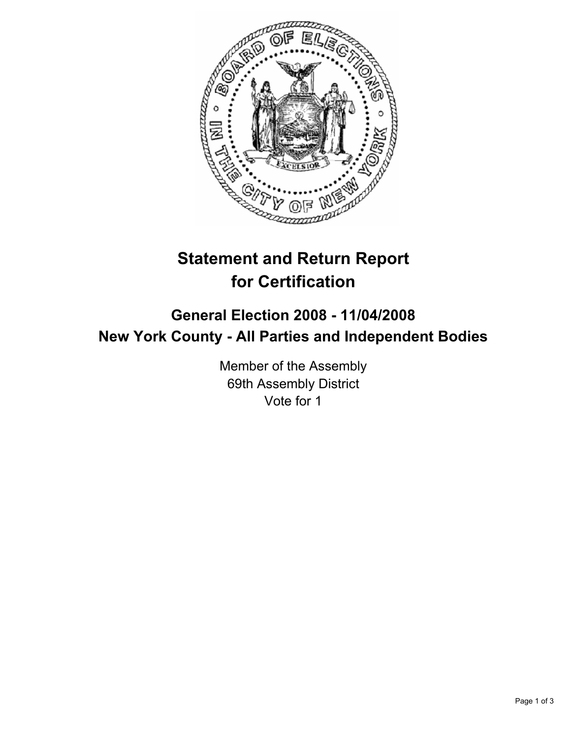# Statement and Return Report for Certification

## General Election 2008 - 11/04/2008
## New York County - All Parties and Independent Bodies

Member of the Assembly
69th Assembly District
Vote for 1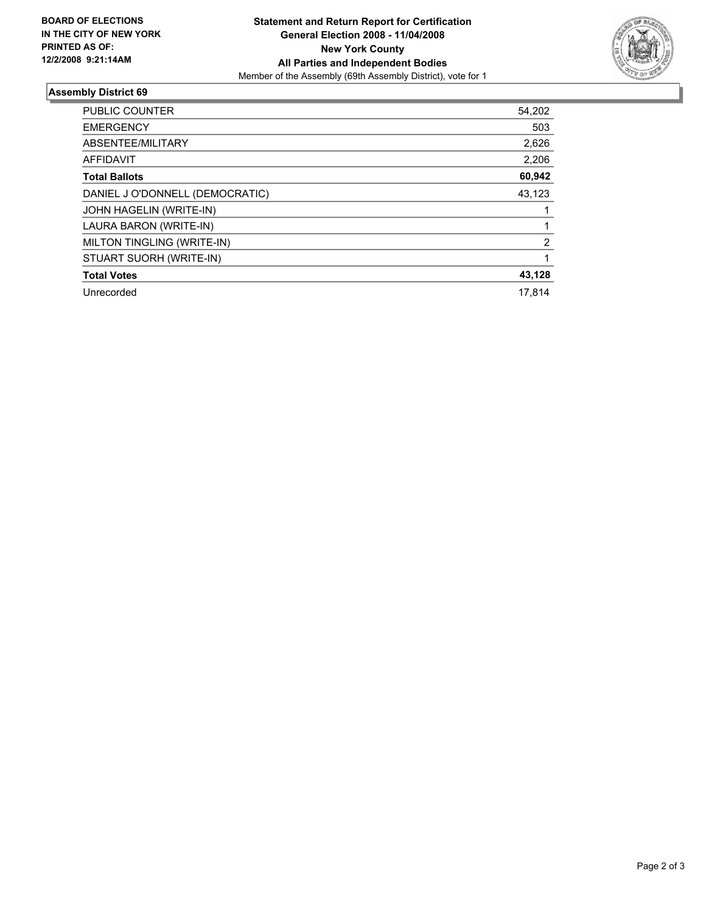**BOARD OF ELECTIONS IN THE CITY OF NEW YORK PRINTED AS OF: 12/2/2008 9:21:14AM**

**Statement and Return Report for Certification**
**General Election 2008 - 11/04/2008**
**New York County**
**All Parties and Independent Bodies**
Member of the Assembly (69th Assembly District), vote for 1

## Assembly District 69

| | |
|---|---|
| PUBLIC COUNTER | 54,202 |
| EMERGENCY | 503 |
| ABSENTEE/MILITARY | 2,626 |
| AFFIDAVIT | 2,206 |
| **Total Ballots** | **60,942** |
| DANIEL J O'DONNELL (DEMOCRATIC) | 43,123 |
| JOHN HAGELIN (WRITE-IN) | 1 |
| LAURA BARON (WRITE-IN) | 1 |
| MILTON TINGLING (WRITE-IN) | 2 |
| STUART SUORH (WRITE-IN) | 1 |
| **Total Votes** | **43,128** |
| Unrecorded | 17,814 |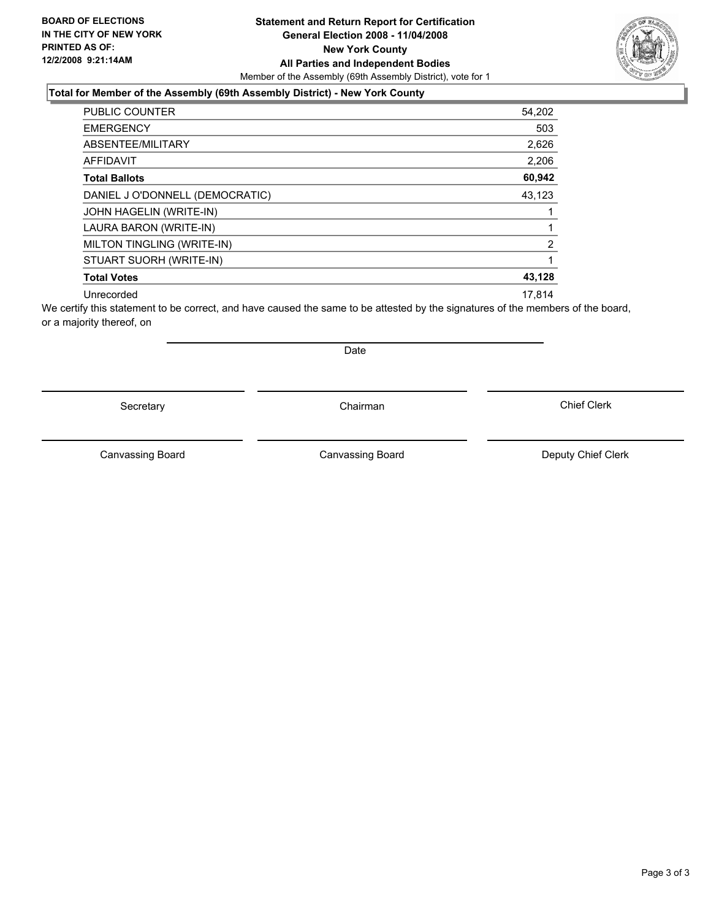**BOARD OF ELECTIONS IN THE CITY OF NEW YORK PRINTED AS OF: 12/2/2008 9:21:14AM**

**Statement and Return Report for Certification**
**General Election 2008 - 11/04/2008**
**New York County**
**All Parties and Independent Bodies**
Member of the Assembly (69th Assembly District), vote for 1

**Total for Member of the Assembly (69th Assembly District) - New York County**

| | |
|---|---|
| PUBLIC COUNTER | 54,202 |
| EMERGENCY | 503 |
| ABSENTEE/MILITARY | 2,626 |
| AFFIDAVIT | 2,206 |
| **Total Ballots** | **60,942** |
| DANIEL J O'DONNELL (DEMOCRATIC) | 43,123 |
| JOHN HAGELIN (WRITE-IN) | 1 |
| LAURA BARON (WRITE-IN) | 1 |
| MILTON TINGLING (WRITE-IN) | 2 |
| STUART SUORH (WRITE-IN) | 1 |
| **Total Votes** | **43,128** |
| Unrecorded | 17,814 |

We certify this statement to be correct, and have caused the same to be attested by the signatures of the members of the board, or a majority thereof, on

Date

Secretary | Chairman | Chief Clerk

Canvassing Board | Canvassing Board | Deputy Chief Clerk